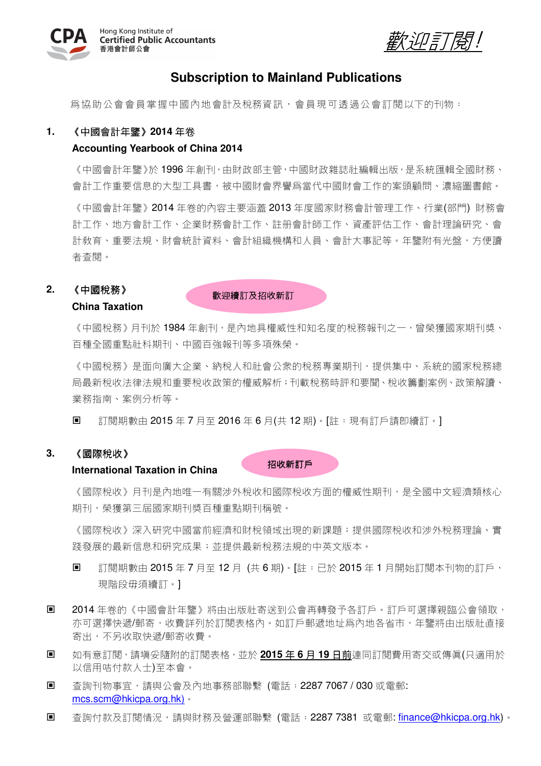Hong Kong Institute of Certified Public Accountants 香港會計師公會

*歡迎訂閱！*

# Subscription to Mainland Publications

爲協助公會會員掌握中國內地會計及稅務資訊，會員現可透過公會訂閱以下的刊物：

## 1. 《中國會計年鑒》2014 年卷
**Accounting Yearbook of China 2014**

《中國會計年鑒》於 1996 年創刊，由財政部主管，中國財政雜誌社編輯出版，是系統匯輯全國財務、會計工作重要信息的大型工具書，被中國財會界譽爲當代中國財會工作的案頭顧問、濃縮圖書館。

《中國會計年鑒》2014 年卷的內容主要涵蓋 2013 年度國家財務會計管理工作、行業(部門) 財務會計工作、地方會計工作、企業財務會計工作、註冊會計師工作、資產評估工作、會計理論研究、會計教育、重要法規、財會統計資料、會計組織機構和人員、會計大事記等。年鑒附有光盤，方便讀者查閱。

## 2. 《中國稅務》
**China Taxation**

**歡迎續訂及招收新訂**

《中國稅務》月刊於 1984 年創刊，是內地具權威性和知名度的稅務報刊之一，曾榮獲國家期刊獎、百種全國重點社科期刊、中國百強報刊等多項殊榮。

《中國稅務》是面向廣大企業、納稅人和社會公衆的稅務專業期刊，提供集中、系統的國家稅務總局最新稅收法律法規和重要稅收政策的權威解析；刊載稅務時評和要聞、稅收籌劃案例、政策解讀、業務指南、案例分析等。

▣ 訂閱期數由 2015 年 7 月至 2016 年 6 月(共 12 期)。[註：現有訂戶請即續訂。]

## 3. 《國際稅收》
**International Taxation in China**

**招收新訂戶**

《國際稅收》月刊是內地唯一有關涉外稅收和國際稅收方面的權威性期刊，是全國中文經濟類核心期刊，榮獲第三屆國家期刊獎百種重點期刊稱號。

《國際稅收》深入研究中國當前經濟和財稅領域出現的新課題；提供國際稅收和涉外稅務理論、實踐發展的最新信息和研究成果；並提供最新稅務法規的中英文版本。

▣ 訂閱期數由 2015 年 7 月至 12 月 (共 6 期)。[註：已於 2015 年 1 月開始訂閱本刊物的訂戶，現階段毋須續訂。]

▣ 2014 年卷的《中國會計年鑒》將由出版社寄送到公會再轉發予各訂戶。訂戶可選擇親臨公會領取，亦可選擇快遞/郵寄，收費詳列於訂閱表格內。如訂戶郵遞地址爲內地各省市，年鑒將由出版社直接寄出，不另收取快遞/郵寄收費。

▣ 如有意訂閱，請填妥隨附的訂閱表格，並於 **<u>2015 年 6 月 19 日前</u>**連同訂閱費用寄交或傳真(只適用於以信用咭付款人士)至本會。

▣ 查詢刊物事宜，請與公會及內地事務部聯繫 (電話：2287 7067 / 030 或電郵: mcs.scm@hkicpa.org.hk)。

▣ 查詢付款及訂閱情況，請與財務及營運部聯繫 (電話：2287 7381 或電郵: finance@hkicpa.org.hk)。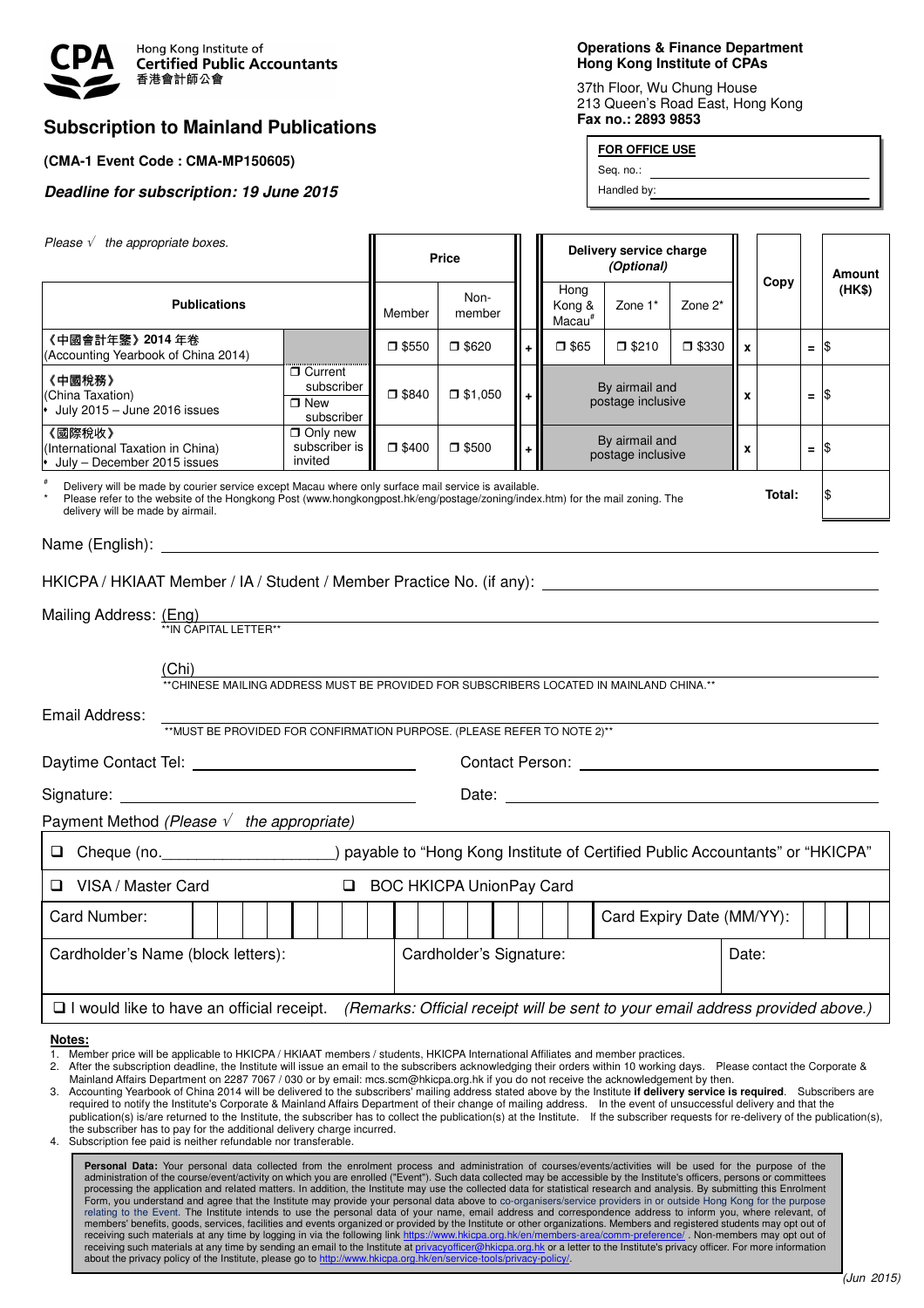CPA Hong Kong Institute of Certified Public Accountants 香港會計師公會

**Operations & Finance Department**
**Hong Kong Institute of CPAs**

37th Floor, Wu Chung House
213 Queen's Road East, Hong Kong
**Fax no.: 2893 9853**

| **FOR OFFICE USE** |
|---|
| Seq. no.: |
| Handled by: |

# Subscription to Mainland Publications

**(CMA-1 Event Code : CMA-MP150605)**

***Deadline for subscription: 19 June 2015***

*Please √ the appropriate boxes.*

| Publications | | Price | | | Delivery service charge *(Optional)* | | | | Copy | | Amount (HK$) |
|---|---|---|---|---|---|---|---|---|---|---|---|
| | | Member | Non-member | | Hong Kong & Macau# | Zone 1* | Zone 2* | | | | |
| **《中國會計年鑒》2014 年卷** (Accounting Yearbook of China 2014) | | ❒ $550 | ❒ $620 | + | ❒ $65 | ❒ $210 | ❒ $330 | x | | = | $ |
| **《中國稅務》** (China Taxation) • July 2015 – June 2016 issues | ❒ Current subscriber ❒ New subscriber | ❒ $840 | ❒ $1,050 | + | By airmail and postage inclusive | | | x | | = | $ |
| **《國際稅收》** (International Taxation in China) • July – December 2015 issues | ❒ Only new subscriber is invited | ❒ $400 | ❒ $500 | + | By airmail and postage inclusive | | | x | | = | $ |
| | | | | | | | | | **Total:** | | $ |

# Delivery will be made by courier service except Macau where only surface mail service is available.
\* Please refer to the website of the Hongkong Post (www.hongkongpost.hk/eng/postage/zoning/index.htm) for the mail zoning. The delivery will be made by airmail.

Name (English): ______________________________

HKICPA / HKIAAT Member / IA / Student / Member Practice No. (if any): ______________________________

Mailing Address: (Eng) ______________________________
\*\*IN CAPITAL LETTER\*\*

(Chi) ______________________________
\*\*CHINESE MAILING ADDRESS MUST BE PROVIDED FOR SUBSCRIBERS LOCATED IN MAINLAND CHINA.\*\*

Email Address: ______________________________
\*\*MUST BE PROVIDED FOR CONFIRMATION PURPOSE. (PLEASE REFER TO NOTE 2)\*\*

Daytime Contact Tel: ______________ Contact Person: ______________

Signature: ______________ Date: ______________

Payment Method *(Please √ the appropriate)*

| | | |
|---|---|---|
| ❑ Cheque (no.__________________) payable to "Hong Kong Institute of Certified Public Accountants" or "HKICPA" | | |
| ❑ VISA / Master Card ❑ BOC HKICPA UnionPay Card | | |
| Card Number: | | Card Expiry Date (MM/YY): |
| Cardholder's Name (block letters): | Cardholder's Signature: | Date: |
| ❑ I would like to have an official receipt. *(Remarks: Official receipt will be sent to your email address provided above.)* | | |

**Notes:**

1. Member price will be applicable to HKICPA / HKIAAT members / students, HKICPA International Affiliates and member practices.
2. After the subscription deadline, the Institute will issue an email to the subscribers acknowledging their orders within 10 working days. Please contact the Corporate & Mainland Affairs Department on 2287 7067 / 030 or by email: mcs.scm@hkicpa.org.hk if you do not receive the acknowledgement by then.
3. Accounting Yearbook of China 2014 will be delivered to the subscribers' mailing address stated above by the Institute **if delivery service is required**. Subscribers are required to notify the Institute's Corporate & Mainland Affairs Department of their change of mailing address. In the event of unsuccessful delivery and that the publication(s) is/are returned to the Institute, the subscriber has to collect the publication(s) at the Institute. If the subscriber requests for re-delivery of the publication(s), the subscriber has to pay for the additional delivery charge incurred.
4. Subscription fee paid is neither refundable nor transferable.

**Personal Data:** Your personal data collected from the enrolment process and administration of courses/events/activities will be used for the purpose of the administration of the course/event/activity on which you are enrolled ("Event"). Such data collected may be accessible by the Institute's officers, persons or committees processing the application and related matters. In addition, the Institute may use the collected data for statistical research and analysis. By submitting this Enrolment Form, you understand and agree that the Institute may provide your personal data above to co-organisers/service providers in or outside Hong Kong for the purpose relating to the Event. The Institute intends to use the personal data of your name, email address and correspondence address to inform you, where relevant, of members' benefits, goods, services, facilities and events organized or provided by the Institute or other organizations. Members and registered students may opt out of receiving such materials at any time by logging in via the following link https://www.hkicpa.org.hk/en/members-area/comm-preference/ . Non-members may opt out of receiving such materials at any time by sending an email to the Institute at privacyofficer@hkicpa.org.hk or a letter to the Institute's privacy officer. For more information about the privacy policy of the Institute, please go to http://www.hkicpa.org.hk/en/service-tools/privacy-policy/.

*(Jun 2015)*